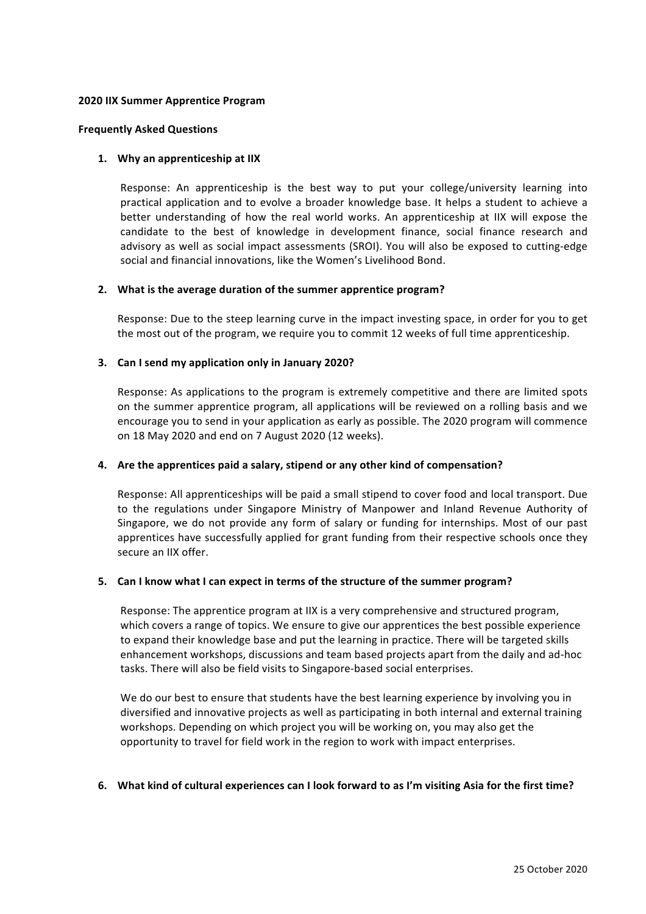**2020 IIX Summer Apprentice Program**

**Frequently Asked Questions**

1. **Why an apprenticeship at IIX**

   Response: An apprenticeship is the best way to put your college/university learning into practical application and to evolve a broader knowledge base. It helps a student to achieve a better understanding of how the real world works. An apprenticeship at IIX will expose the candidate to the best of knowledge in development finance, social finance research and advisory as well as social impact assessments (SROI). You will also be exposed to cutting-edge social and financial innovations, like the Women's Livelihood Bond.

2. **What is the average duration of the summer apprentice program?**

   Response: Due to the steep learning curve in the impact investing space, in order for you to get the most out of the program, we require you to commit 12 weeks of full time apprenticeship.

3. **Can I send my application only in January 2020?**

   Response: As applications to the program is extremely competitive and there are limited spots on the summer apprentice program, all applications will be reviewed on a rolling basis and we encourage you to send in your application as early as possible. The 2020 program will commence on 18 May 2020 and end on 7 August 2020 (12 weeks).

4. **Are the apprentices paid a salary, stipend or any other kind of compensation?**

   Response: All apprenticeships will be paid a small stipend to cover food and local transport. Due to the regulations under Singapore Ministry of Manpower and Inland Revenue Authority of Singapore, we do not provide any form of salary or funding for internships. Most of our past apprentices have successfully applied for grant funding from their respective schools once they secure an IIX offer.

5. **Can I know what I can expect in terms of the structure of the summer program?**

   Response: The apprentice program at IIX is a very comprehensive and structured program, which covers a range of topics. We ensure to give our apprentices the best possible experience to expand their knowledge base and put the learning in practice. There will be targeted skills enhancement workshops, discussions and team based projects apart from the daily and ad-hoc tasks. There will also be field visits to Singapore-based social enterprises.

   We do our best to ensure that students have the best learning experience by involving you in diversified and innovative projects as well as participating in both internal and external training workshops. Depending on which project you will be working on, you may also get the opportunity to travel for field work in the region to work with impact enterprises.

6. **What kind of cultural experiences can I look forward to as I'm visiting Asia for the first time?**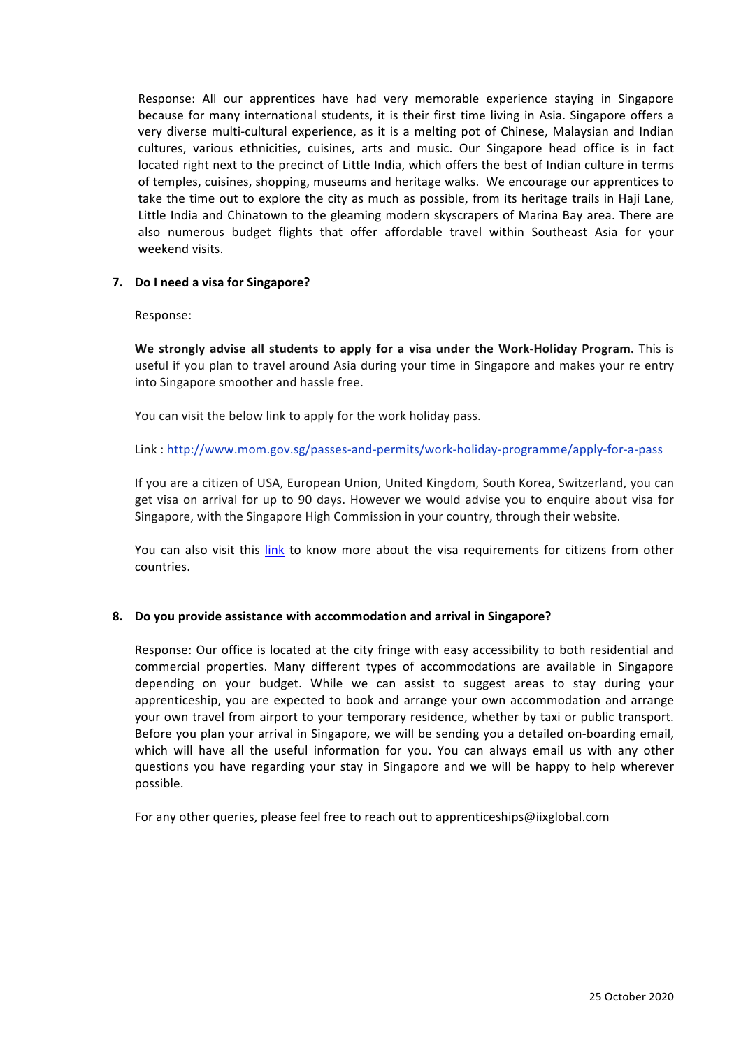Response: All our apprentices have had very memorable experience staying in Singapore because for many international students, it is their first time living in Asia. Singapore offers a very diverse multi-cultural experience, as it is a melting pot of Chinese, Malaysian and Indian cultures, various ethnicities, cuisines, arts and music. Our Singapore head office is in fact located right next to the precinct of Little India, which offers the best of Indian culture in terms of temples, cuisines, shopping, museums and heritage walks. We encourage our apprentices to take the time out to explore the city as much as possible, from its heritage trails in Haji Lane, Little India and Chinatown to the gleaming modern skyscrapers of Marina Bay area. There are also numerous budget flights that offer affordable travel within Southeast Asia for your weekend visits.

**7. Do I need a visa for Singapore?**

Response:

**We strongly advise all students to apply for a visa under the Work-Holiday Program.** This is useful if you plan to travel around Asia during your time in Singapore and makes your re entry into Singapore smoother and hassle free.

You can visit the below link to apply for the work holiday pass.

Link : [http://www.mom.gov.sg/passes-and-permits/work-holiday-programme/apply-for-a-pass](http://www.mom.gov.sg/passes-and-permits/work-holiday-programme/apply-for-a-pass)

If you are a citizen of USA, European Union, United Kingdom, South Korea, Switzerland, you can get visa on arrival for up to 90 days. However we would advise you to enquire about visa for Singapore, with the Singapore High Commission in your country, through their website.

You can also visit this link to know more about the visa requirements for citizens from other countries.

**8. Do you provide assistance with accommodation and arrival in Singapore?**

Response: Our office is located at the city fringe with easy accessibility to both residential and commercial properties. Many different types of accommodations are available in Singapore depending on your budget. While we can assist to suggest areas to stay during your apprenticeship, you are expected to book and arrange your own accommodation and arrange your own travel from airport to your temporary residence, whether by taxi or public transport. Before you plan your arrival in Singapore, we will be sending you a detailed on-boarding email, which will have all the useful information for you. You can always email us with any other questions you have regarding your stay in Singapore and we will be happy to help wherever possible.

For any other queries, please feel free to reach out to apprenticeships@iixglobal.com

25 October 2020